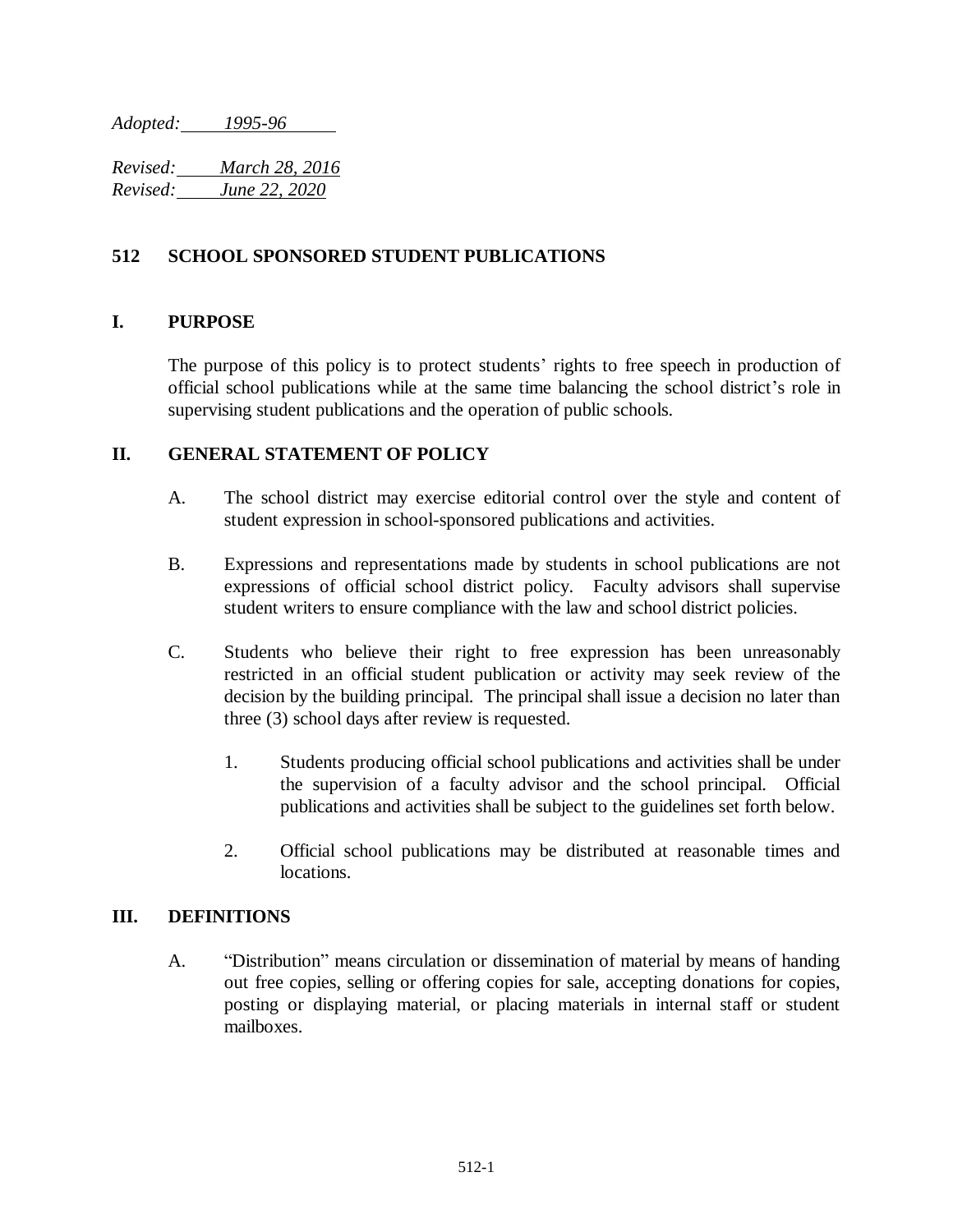*Adopted: 1995-96*

*Revised: March 28, 2016*
*Revised: June 22, 2020*

## 512 SCHOOL SPONSORED STUDENT PUBLICATIONS

### I. PURPOSE

The purpose of this policy is to protect students' rights to free speech in production of official school publications while at the same time balancing the school district's role in supervising student publications and the operation of public schools.

### II. GENERAL STATEMENT OF POLICY

A. The school district may exercise editorial control over the style and content of student expression in school-sponsored publications and activities.

B. Expressions and representations made by students in school publications are not expressions of official school district policy. Faculty advisors shall supervise student writers to ensure compliance with the law and school district policies.

C. Students who believe their right to free expression has been unreasonably restricted in an official student publication or activity may seek review of the decision by the building principal. The principal shall issue a decision no later than three (3) school days after review is requested.

   1. Students producing official school publications and activities shall be under the supervision of a faculty advisor and the school principal. Official publications and activities shall be subject to the guidelines set forth below.

   2. Official school publications may be distributed at reasonable times and locations.

### III. DEFINITIONS

A. "Distribution" means circulation or dissemination of material by means of handing out free copies, selling or offering copies for sale, accepting donations for copies, posting or displaying material, or placing materials in internal staff or student mailboxes.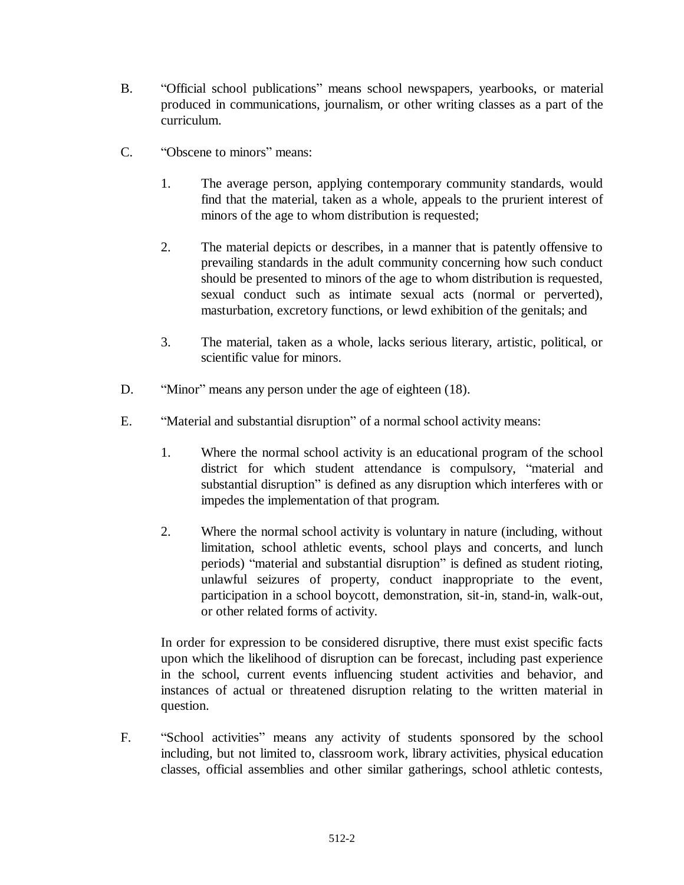B. "Official school publications" means school newspapers, yearbooks, or material produced in communications, journalism, or other writing classes as a part of the curriculum.

C. "Obscene to minors" means:

   1. The average person, applying contemporary community standards, would find that the material, taken as a whole, appeals to the prurient interest of minors of the age to whom distribution is requested;

   2. The material depicts or describes, in a manner that is patently offensive to prevailing standards in the adult community concerning how such conduct should be presented to minors of the age to whom distribution is requested, sexual conduct such as intimate sexual acts (normal or perverted), masturbation, excretory functions, or lewd exhibition of the genitals; and

   3. The material, taken as a whole, lacks serious literary, artistic, political, or scientific value for minors.

D. "Minor" means any person under the age of eighteen (18).

E. "Material and substantial disruption" of a normal school activity means:

   1. Where the normal school activity is an educational program of the school district for which student attendance is compulsory, "material and substantial disruption" is defined as any disruption which interferes with or impedes the implementation of that program.

   2. Where the normal school activity is voluntary in nature (including, without limitation, school athletic events, school plays and concerts, and lunch periods) "material and substantial disruption" is defined as student rioting, unlawful seizures of property, conduct inappropriate to the event, participation in a school boycott, demonstration, sit-in, stand-in, walk-out, or other related forms of activity.

   In order for expression to be considered disruptive, there must exist specific facts upon which the likelihood of disruption can be forecast, including past experience in the school, current events influencing student activities and behavior, and instances of actual or threatened disruption relating to the written material in question.

F. "School activities" means any activity of students sponsored by the school including, but not limited to, classroom work, library activities, physical education classes, official assemblies and other similar gatherings, school athletic contests,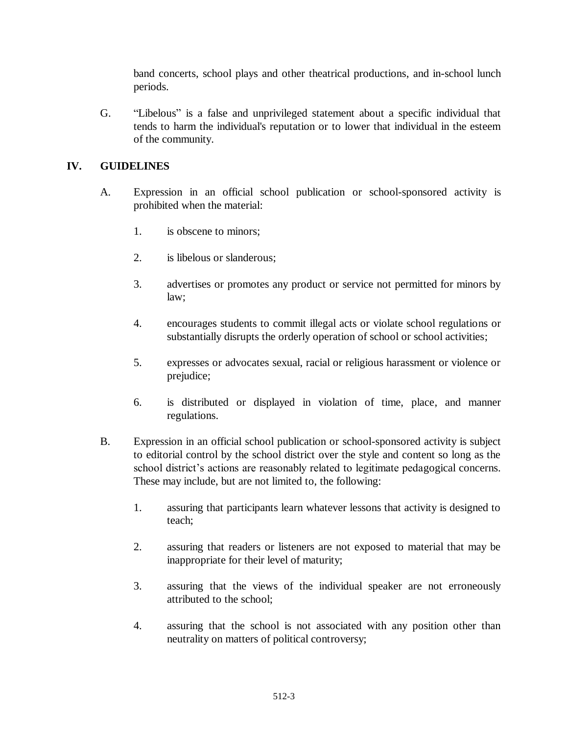band concerts, school plays and other theatrical productions, and in-school lunch periods.

G. "Libelous" is a false and unprivileged statement about a specific individual that tends to harm the individual's reputation or to lower that individual in the esteem of the community.

## IV. GUIDELINES

A. Expression in an official school publication or school-sponsored activity is prohibited when the material:

1. is obscene to minors;

2. is libelous or slanderous;

3. advertises or promotes any product or service not permitted for minors by law;

4. encourages students to commit illegal acts or violate school regulations or substantially disrupts the orderly operation of school or school activities;

5. expresses or advocates sexual, racial or religious harassment or violence or prejudice;

6. is distributed or displayed in violation of time, place, and manner regulations.

B. Expression in an official school publication or school-sponsored activity is subject to editorial control by the school district over the style and content so long as the school district's actions are reasonably related to legitimate pedagogical concerns. These may include, but are not limited to, the following:

1. assuring that participants learn whatever lessons that activity is designed to teach;

2. assuring that readers or listeners are not exposed to material that may be inappropriate for their level of maturity;

3. assuring that the views of the individual speaker are not erroneously attributed to the school;

4. assuring that the school is not associated with any position other than neutrality on matters of political controversy;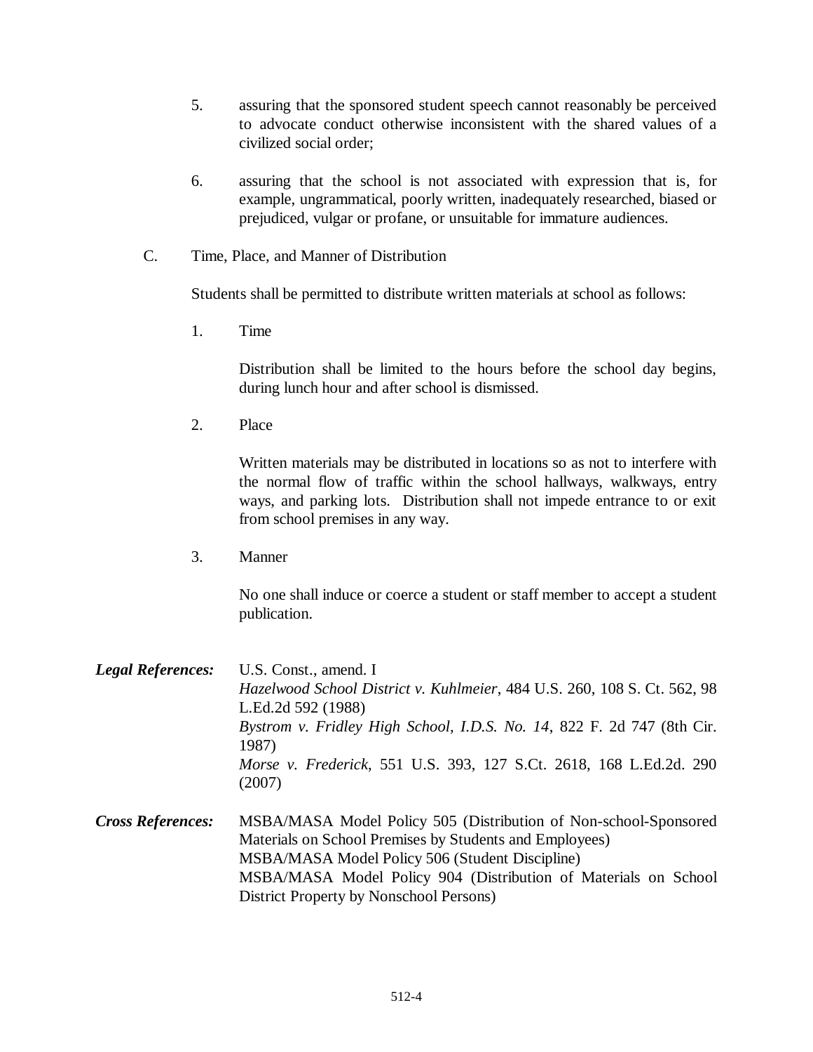5. assuring that the sponsored student speech cannot reasonably be perceived to advocate conduct otherwise inconsistent with the shared values of a civilized social order;

6. assuring that the school is not associated with expression that is, for example, ungrammatical, poorly written, inadequately researched, biased or prejudiced, vulgar or profane, or unsuitable for immature audiences.

C. Time, Place, and Manner of Distribution

Students shall be permitted to distribute written materials at school as follows:

1. Time

   Distribution shall be limited to the hours before the school day begins, during lunch hour and after school is dismissed.

2. Place

   Written materials may be distributed in locations so as not to interfere with the normal flow of traffic within the school hallways, walkways, entry ways, and parking lots. Distribution shall not impede entrance to or exit from school premises in any way.

3. Manner

   No one shall induce or coerce a student or staff member to accept a student publication.

***Legal References:***

U.S. Const., amend. I
*Hazelwood School District v. Kuhlmeier*, 484 U.S. 260, 108 S. Ct. 562, 98 L.Ed.2d 592 (1988)
*Bystrom v. Fridley High School, I.D.S. No. 14*, 822 F. 2d 747 (8th Cir. 1987)
*Morse v. Frederick*, 551 U.S. 393, 127 S.Ct. 2618, 168 L.Ed.2d. 290 (2007)

***Cross References:***

MSBA/MASA Model Policy 505 (Distribution of Non-school-Sponsored Materials on School Premises by Students and Employees)
MSBA/MASA Model Policy 506 (Student Discipline)
MSBA/MASA Model Policy 904 (Distribution of Materials on School District Property by Nonschool Persons)